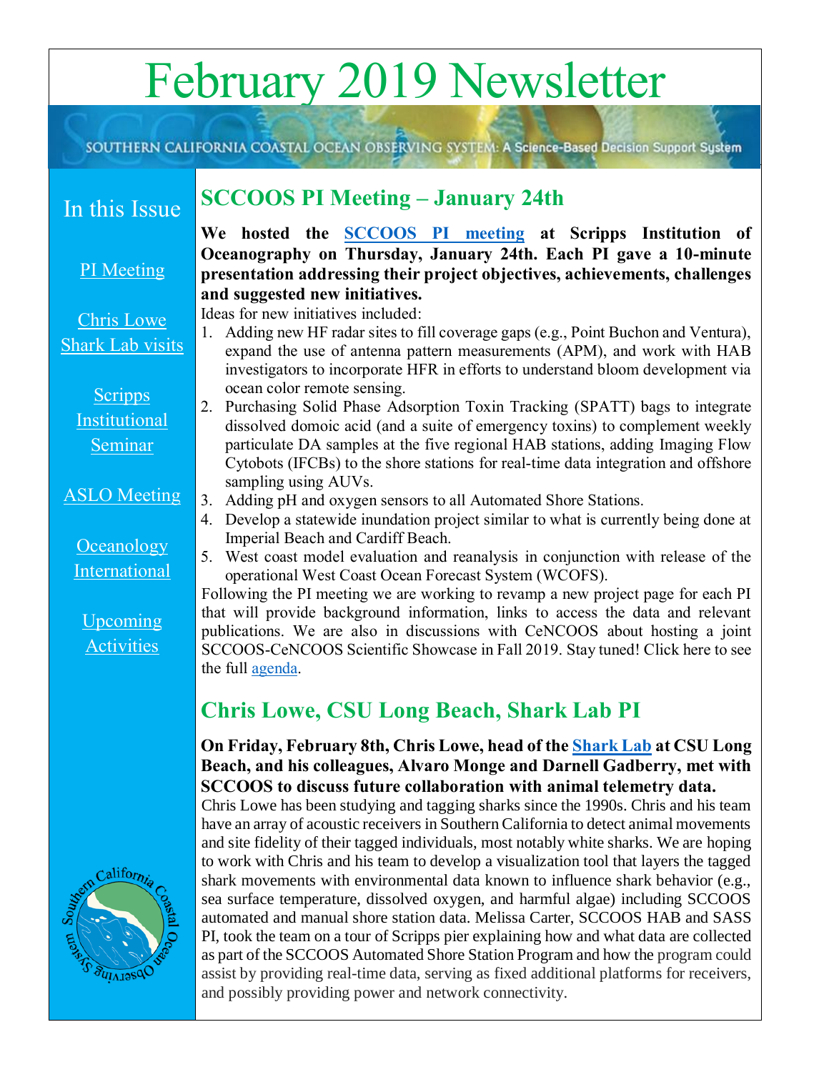# February 2019 Newsletter

SOUTHERN CALIFORNIA COASTAL OCEAN OBSERVING SYSTEM: A Science-Based Decision Support System

## In this Issue

[PI Meeting]

[Chris Lowe Shark Lab visits]

[Scripps Institutional Seminar]

[ASLO Meeting]

[Oceanology International]

[Upcoming Activities]

## SCCOOS PI Meeting – January 24th

**We hosted the SCCOOS PI meeting at Scripps Institution of Oceanography on Thursday, January 24th. Each PI gave a 10-minute presentation addressing their project objectives, achievements, challenges and suggested new initiatives.**

Ideas for new initiatives included:

1. Adding new HF radar sites to fill coverage gaps (e.g., Point Buchon and Ventura), expand the use of antenna pattern measurements (APM), and work with HAB investigators to incorporate HFR in efforts to understand bloom development via ocean color remote sensing.
2. Purchasing Solid Phase Adsorption Toxin Tracking (SPATT) bags to integrate dissolved domoic acid (and a suite of emergency toxins) to complement weekly particulate DA samples at the five regional HAB stations, adding Imaging Flow Cytobots (IFCBs) to the shore stations for real-time data integration and offshore sampling using AUVs.
3. Adding pH and oxygen sensors to all Automated Shore Stations.
4. Develop a statewide inundation project similar to what is currently being done at Imperial Beach and Cardiff Beach.
5. West coast model evaluation and reanalysis in conjunction with release of the operational West Coast Ocean Forecast System (WCOFS).

Following the PI meeting we are working to revamp a new project page for each PI that will provide background information, links to access the data and relevant publications. We are also in discussions with CeNCOOS about hosting a joint SCCOOS-CeNCOOS Scientific Showcase in Fall 2019. Stay tuned! Click here to see the full agenda.

## Chris Lowe, CSU Long Beach, Shark Lab PI

**On Friday, February 8th, Chris Lowe, head of the Shark Lab at CSU Long Beach, and his colleagues, Alvaro Monge and Darnell Gadberry, met with SCCOOS to discuss future collaboration with animal telemetry data.**

Chris Lowe has been studying and tagging sharks since the 1990s. Chris and his team have an array of acoustic receivers in Southern California to detect animal movements and site fidelity of their tagged individuals, most notably white sharks. We are hoping to work with Chris and his team to develop a visualization tool that layers the tagged shark movements with environmental data known to influence shark behavior (e.g., sea surface temperature, dissolved oxygen, and harmful algae) including SCCOOS automated and manual shore station data. Melissa Carter, SCCOOS HAB and SASS PI, took the team on a tour of Scripps pier explaining how and what data are collected as part of the SCCOOS Automated Shore Station Program and how the program could assist by providing real-time data, serving as fixed additional platforms for receivers, and possibly providing power and network connectivity.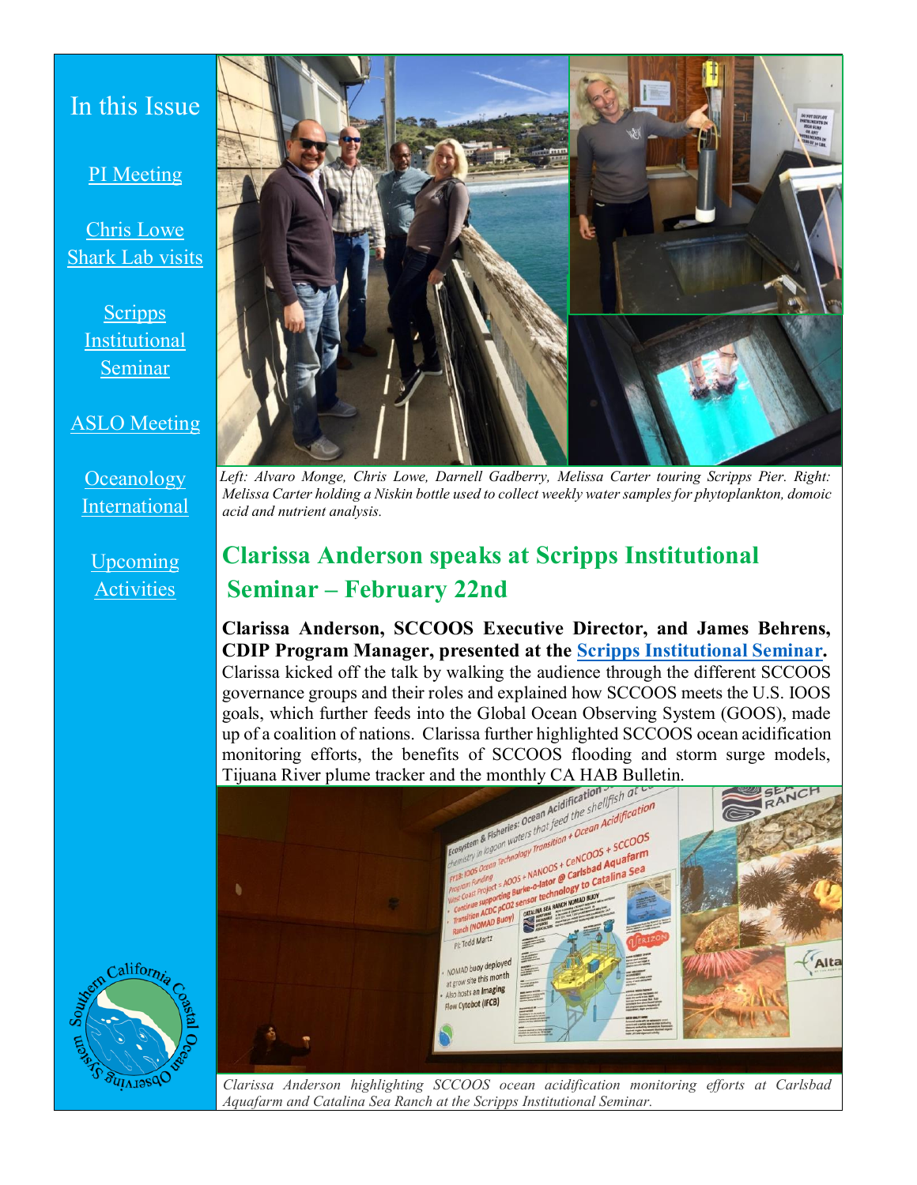In this Issue

PI Meeting

Chris Lowe Shark Lab visits

Scripps Institutional Seminar

ASLO Meeting

Oceanology International

Upcoming Activities

*Left: Alvaro Monge, Chris Lowe, Darnell Gadberry, Melissa Carter touring Scripps Pier. Right: Melissa Carter holding a Niskin bottle used to collect weekly water samples for phytoplankton, domoic acid and nutrient analysis.*

## Clarissa Anderson speaks at Scripps Institutional Seminar – February 22nd

**Clarissa Anderson, SCCOOS Executive Director, and James Behrens, CDIP Program Manager, presented at the Scripps Institutional Seminar.** Clarissa kicked off the talk by walking the audience through the different SCCOOS governance groups and their roles and explained how SCCOOS meets the U.S. IOOS goals, which further feeds into the Global Ocean Observing System (GOOS), made up of a coalition of nations. Clarissa further highlighted SCCOOS ocean acidification monitoring efforts, the benefits of SCCOOS flooding and storm surge models, Tijuana River plume tracker and the monthly CA HAB Bulletin.

*Clarissa Anderson highlighting SCCOOS ocean acidification monitoring efforts at Carlsbad Aquafarm and Catalina Sea Ranch at the Scripps Institutional Seminar.*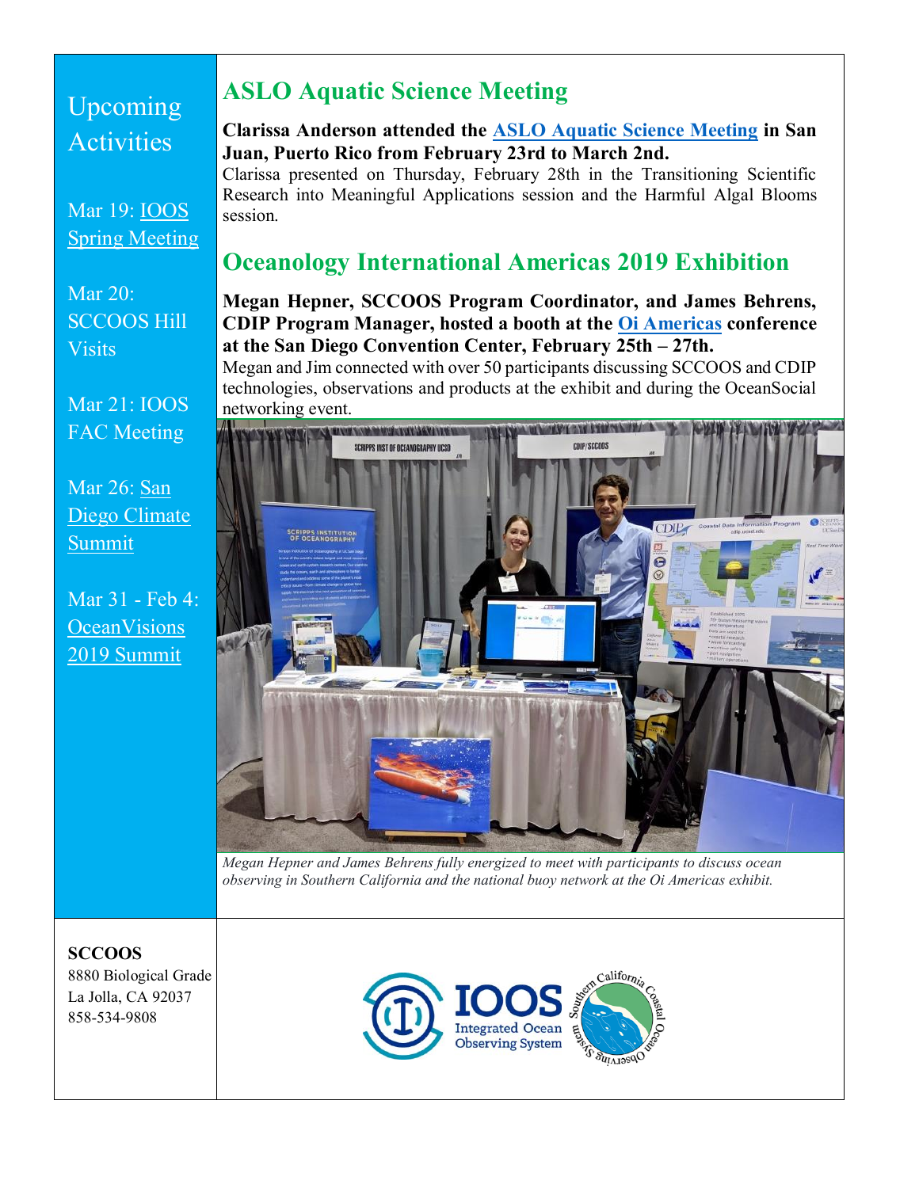## Upcoming Activities

Mar 19: IOOS Spring Meeting

Mar 20: SCCOOS Hill Visits

Mar 21: IOOS FAC Meeting

Mar 26: San Diego Climate Summit

Mar 31 - Feb 4: OceanVisions 2019 Summit

## ASLO Aquatic Science Meeting

**Clarissa Anderson attended the ASLO Aquatic Science Meeting in San Juan, Puerto Rico from February 23rd to March 2nd.**

Clarissa presented on Thursday, February 28th in the Transitioning Scientific Research into Meaningful Applications session and the Harmful Algal Blooms session.

## Oceanology International Americas 2019 Exhibition

**Megan Hepner, SCCOOS Program Coordinator, and James Behrens, CDIP Program Manager, hosted a booth at the Oi Americas conference at the San Diego Convention Center, February 25th – 27th.**

Megan and Jim connected with over 50 participants discussing SCCOOS and CDIP technologies, observations and products at the exhibit and during the OceanSocial networking event.

*Megan Hepner and James Behrens fully energized to meet with participants to discuss ocean observing in Southern California and the national buoy network at the Oi Americas exhibit.*

**SCCOOS**
8880 Biological Grade
La Jolla, CA 92037
858-534-9808